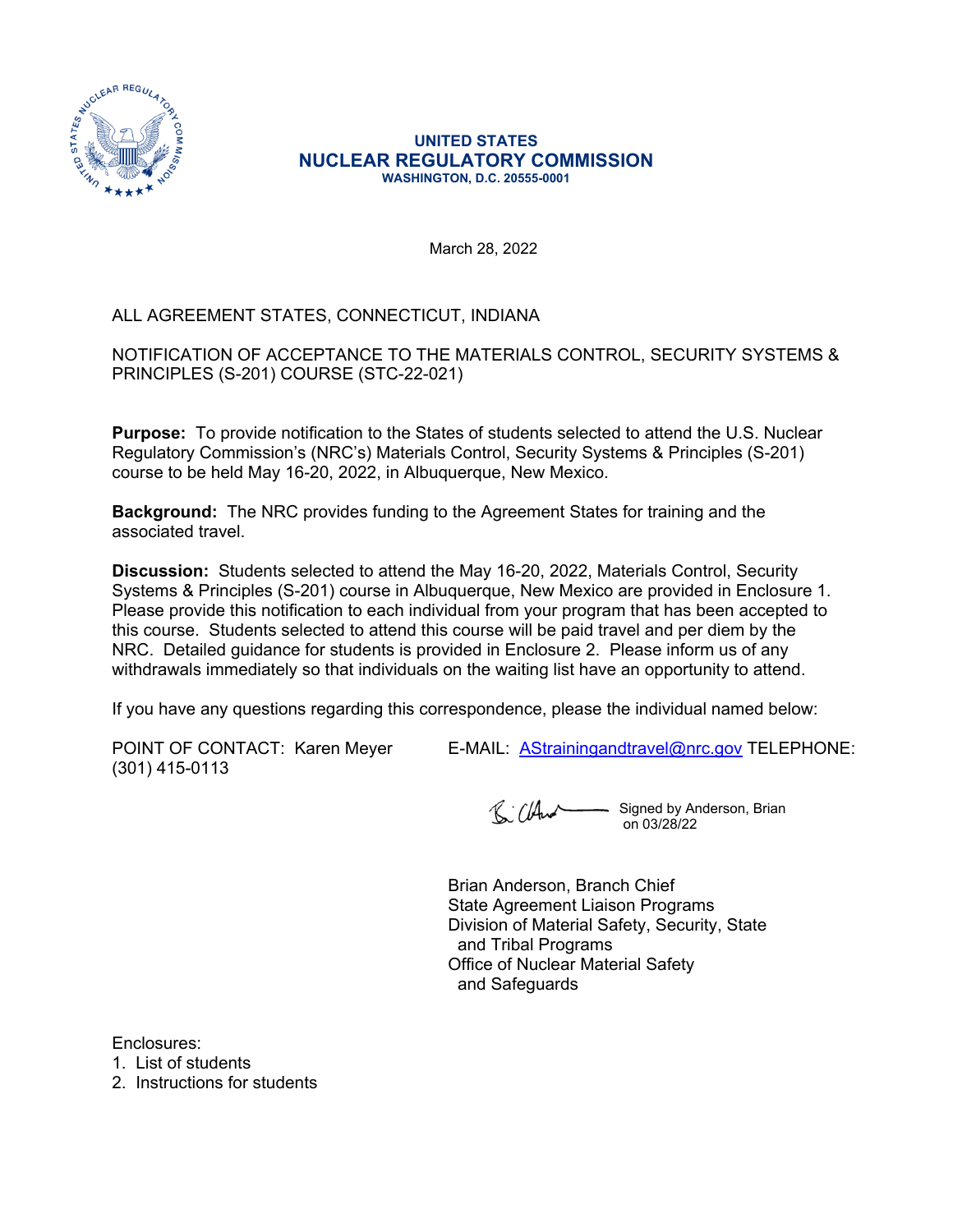**UNITED STATES**
**NUCLEAR REGULATORY COMMISSION**
**WASHINGTON, D.C. 20555-0001**

March 28, 2022

ALL AGREEMENT STATES, CONNECTICUT, INDIANA

NOTIFICATION OF ACCEPTANCE TO THE MATERIALS CONTROL, SECURITY SYSTEMS & PRINCIPLES (S-201) COURSE (STC-22-021)

**Purpose:** To provide notification to the States of students selected to attend the U.S. Nuclear Regulatory Commission's (NRC's) Materials Control, Security Systems & Principles (S-201) course to be held May 16-20, 2022, in Albuquerque, New Mexico.

**Background:** The NRC provides funding to the Agreement States for training and the associated travel.

**Discussion:** Students selected to attend the May 16-20, 2022, Materials Control, Security Systems & Principles (S-201) course in Albuquerque, New Mexico are provided in Enclosure 1. Please provide this notification to each individual from your program that has been accepted to this course. Students selected to attend this course will be paid travel and per diem by the NRC. Detailed guidance for students is provided in Enclosure 2. Please inform us of any withdrawals immediately so that individuals on the waiting list have an opportunity to attend.

If you have any questions regarding this correspondence, please the individual named below:

POINT OF CONTACT: Karen Meyer  E-MAIL: AStrainingandtravel@nrc.gov TELEPHONE: (301) 415-0113

Signed by Anderson, Brian on 03/28/22

Brian Anderson, Branch Chief
State Agreement Liaison Programs
Division of Material Safety, Security, State and Tribal Programs
Office of Nuclear Material Safety and Safeguards

Enclosures:
1. List of students
2. Instructions for students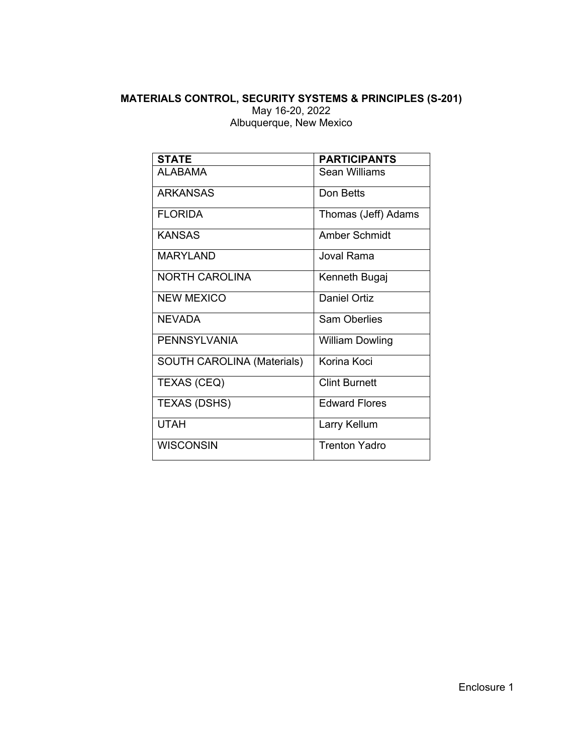**MATERIALS CONTROL, SECURITY SYSTEMS & PRINCIPLES (S-201)**

May 16-20, 2022

Albuquerque, New Mexico

| STATE | PARTICIPANTS |
| --- | --- |
| ALABAMA | Sean Williams |
| ARKANSAS | Don Betts |
| FLORIDA | Thomas (Jeff) Adams |
| KANSAS | Amber Schmidt |
| MARYLAND | Joval Rama |
| NORTH CAROLINA | Kenneth Bugaj |
| NEW MEXICO | Daniel Ortiz |
| NEVADA | Sam Oberlies |
| PENNSYLVANIA | William Dowling |
| SOUTH CAROLINA (Materials) | Korina Koci |
| TEXAS (CEQ) | Clint Burnett |
| TEXAS (DSHS) | Edward Flores |
| UTAH | Larry Kellum |
| WISCONSIN | Trenton Yadro |

Enclosure 1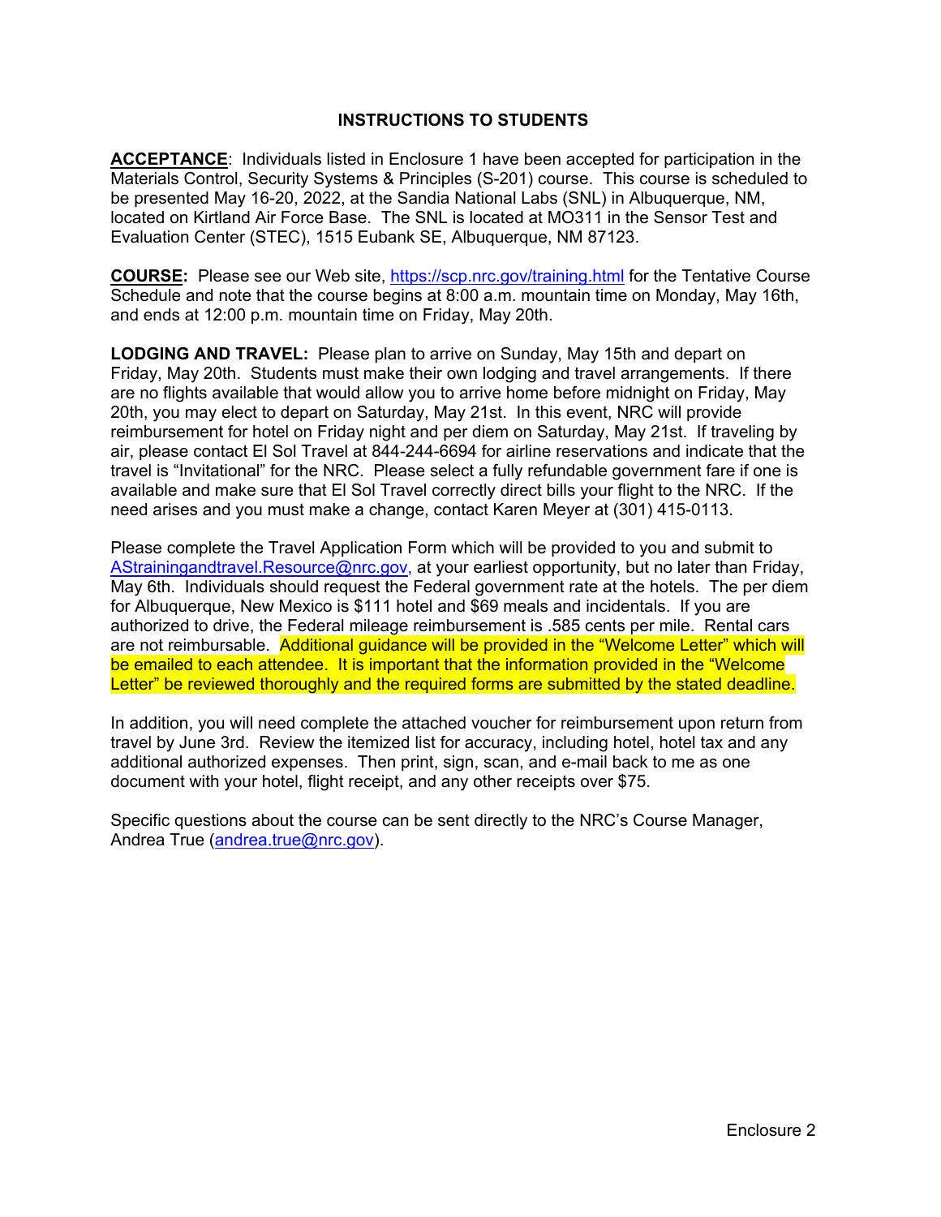# INSTRUCTIONS TO STUDENTS

**ACCEPTANCE**: Individuals listed in Enclosure 1 have been accepted for participation in the Materials Control, Security Systems & Principles (S-201) course. This course is scheduled to be presented May 16-20, 2022, at the Sandia National Labs (SNL) in Albuquerque, NM, located on Kirtland Air Force Base. The SNL is located at MO311 in the Sensor Test and Evaluation Center (STEC), 1515 Eubank SE, Albuquerque, NM 87123.

**COURSE:** Please see our Web site, https://scp.nrc.gov/training.html for the Tentative Course Schedule and note that the course begins at 8:00 a.m. mountain time on Monday, May 16th, and ends at 12:00 p.m. mountain time on Friday, May 20th.

**LODGING AND TRAVEL:** Please plan to arrive on Sunday, May 15th and depart on Friday, May 20th. Students must make their own lodging and travel arrangements. If there are no flights available that would allow you to arrive home before midnight on Friday, May 20th, you may elect to depart on Saturday, May 21st. In this event, NRC will provide reimbursement for hotel on Friday night and per diem on Saturday, May 21st. If traveling by air, please contact El Sol Travel at 844-244-6694 for airline reservations and indicate that the travel is "Invitational" for the NRC. Please select a fully refundable government fare if one is available and make sure that El Sol Travel correctly direct bills your flight to the NRC. If the need arises and you must make a change, contact Karen Meyer at (301) 415-0113.

Please complete the Travel Application Form which will be provided to you and submit to AStrainingandtravel.Resource@nrc.gov, at your earliest opportunity, but no later than Friday, May 6th. Individuals should request the Federal government rate at the hotels. The per diem for Albuquerque, New Mexico is $111 hotel and $69 meals and incidentals. If you are authorized to drive, the Federal mileage reimbursement is .585 cents per mile. Rental cars are not reimbursable. Additional guidance will be provided in the "Welcome Letter" which will be emailed to each attendee. It is important that the information provided in the "Welcome Letter" be reviewed thoroughly and the required forms are submitted by the stated deadline.

In addition, you will need complete the attached voucher for reimbursement upon return from travel by June 3rd. Review the itemized list for accuracy, including hotel, hotel tax and any additional authorized expenses. Then print, sign, scan, and e-mail back to me as one document with your hotel, flight receipt, and any other receipts over $75.

Specific questions about the course can be sent directly to the NRC's Course Manager, Andrea True (andrea.true@nrc.gov).

Enclosure 2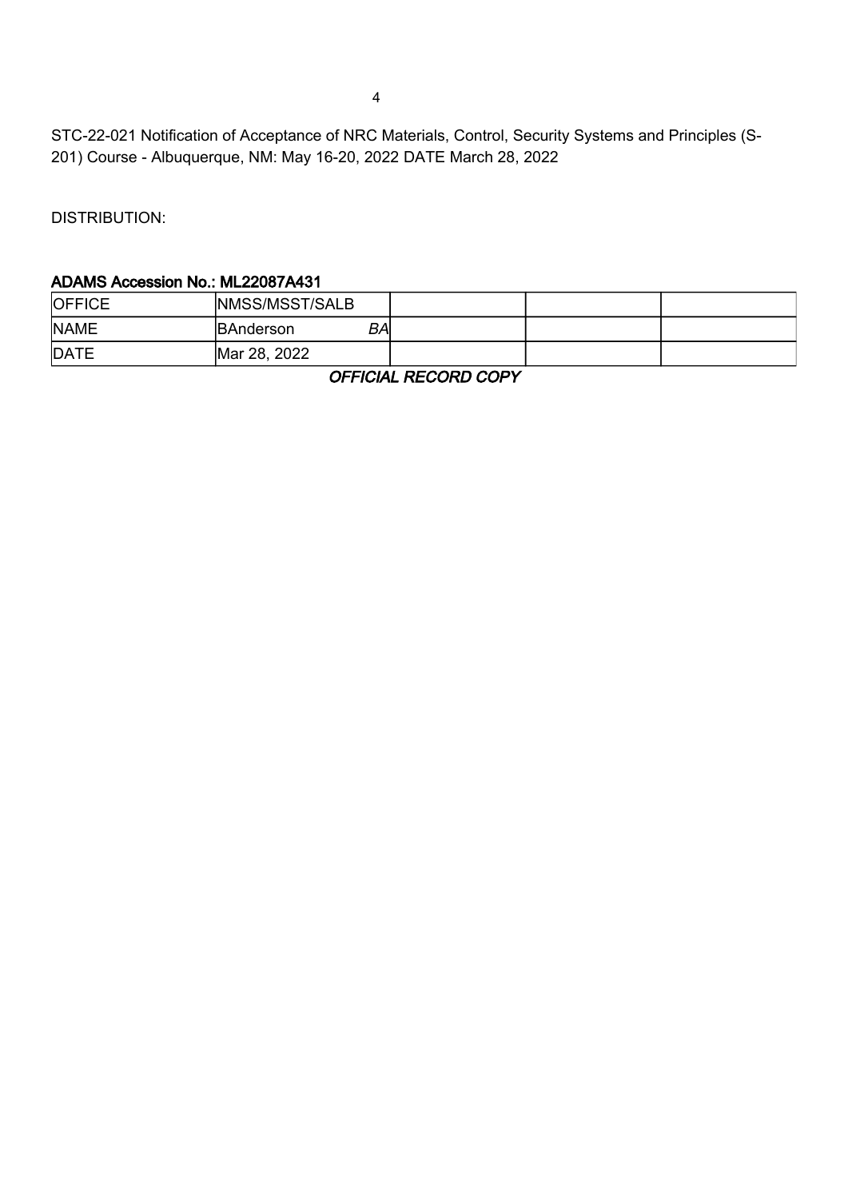STC-22-021 Notification of Acceptance of NRC Materials, Control, Security Systems and Principles (S-201) Course - Albuquerque, NM: May 16-20, 2022 DATE March 28, 2022

DISTRIBUTION:

**ADAMS Accession No.: ML22087A431**

| | | | | |
|---|---|---|---|---|
| OFFICE | NMSS/MSST/SALB | | | |
| NAME | BAnderson *BA* | | | |
| DATE | Mar 28, 2022 | | | |

***OFFICIAL RECORD COPY***